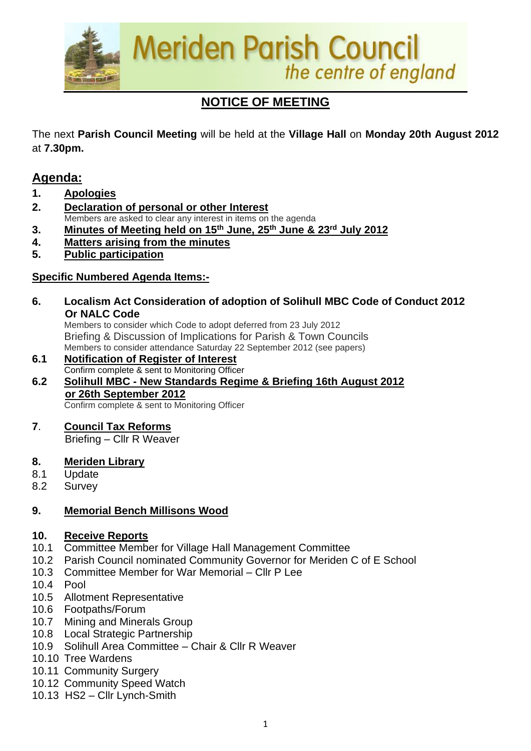# Meriden Parish Council

*the centre of england*

## NOTICE OF MEETING

The next **Parish Council Meeting** will be held at the **Village Hall** on **Monday 20th August 2012** at **7.30pm.**

## Agenda:

1. **Apologies**
2. **Declaration of personal or other Interest**
   Members are asked to clear any interest in items on the agenda
3. **Minutes of Meeting held on 15th June, 25th June & 23rd July 2012**
4. **Matters arising from the minutes**
5. **Public participation**

### Specific Numbered Agenda Items:-

6. **Localism Act Consideration of adoption of Solihull MBC Code of Conduct 2012 Or NALC Code**
   Members to consider which Code to adopt deferred from 23 July 2012
   Briefing & Discussion of Implications for Parish & Town Councils
   Members to consider attendance Saturday 22 September 2012 (see papers)

6.1 **Notification of Register of Interest**
   Confirm complete & sent to Monitoring Officer

6.2 **Solihull MBC - New Standards Regime & Briefing 16th August 2012 or 26th September 2012**
   Confirm complete & sent to Monitoring Officer

7. **Council Tax Reforms**
   Briefing – Cllr R Weaver

8. **Meriden Library**
   - 8.1 Update
   - 8.2 Survey

9. **Memorial Bench Millisons Wood**

10. **Receive Reports**
   - 10.1 Committee Member for Village Hall Management Committee
   - 10.2 Parish Council nominated Community Governor for Meriden C of E School
   - 10.3 Committee Member for War Memorial – Cllr P Lee
   - 10.4 Pool
   - 10.5 Allotment Representative
   - 10.6 Footpaths/Forum
   - 10.7 Mining and Minerals Group
   - 10.8 Local Strategic Partnership
   - 10.9 Solihull Area Committee – Chair & Cllr R Weaver
   - 10.10 Tree Wardens
   - 10.11 Community Surgery
   - 10.12 Community Speed Watch
   - 10.13 HS2 – Cllr Lynch-Smith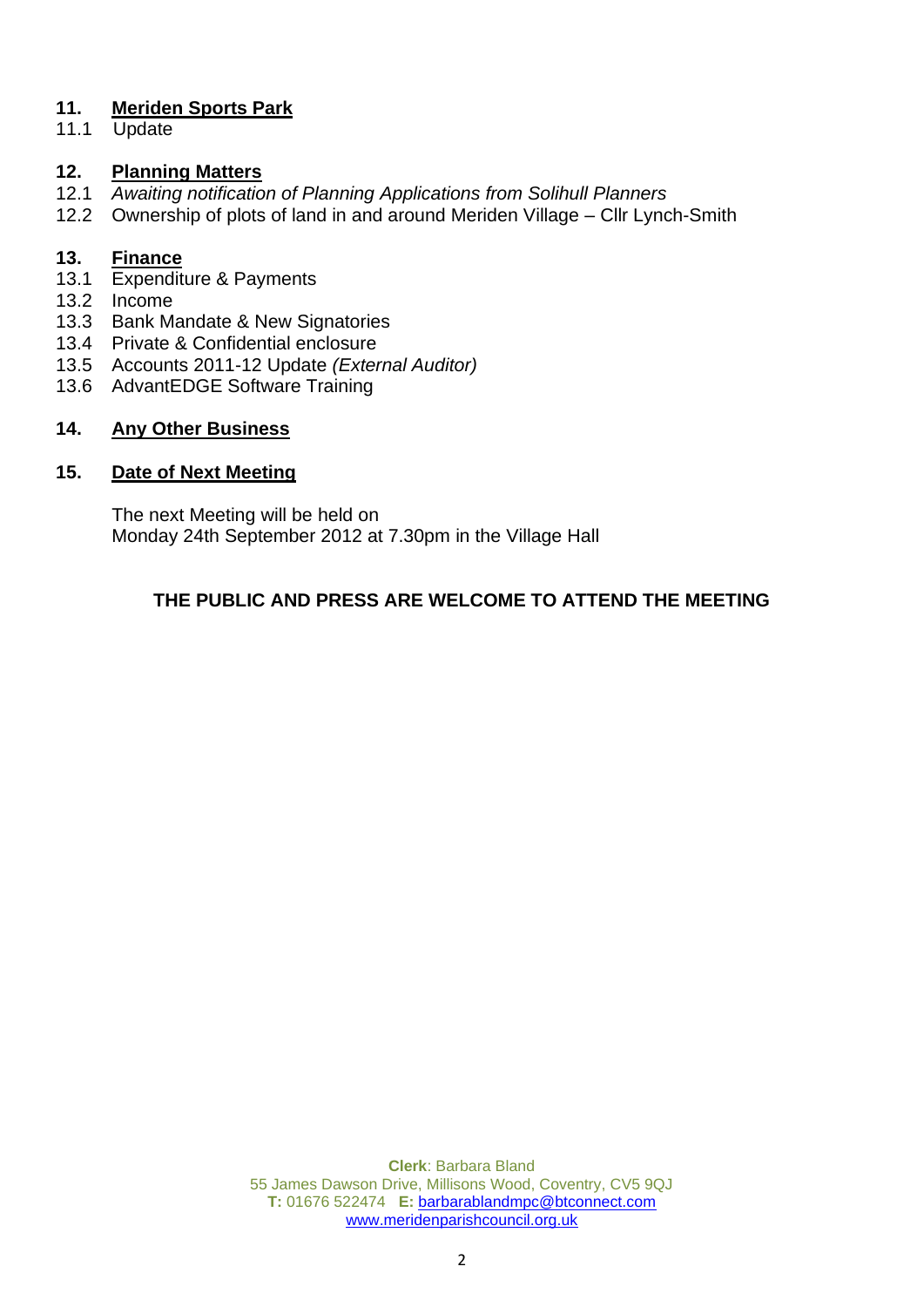**11. <u>Meriden Sports Park</u>**

11.1 Update

**12. <u>Planning Matters</u>**

12.1 *Awaiting notification of Planning Applications from Solihull Planners*

12.2 Ownership of plots of land in and around Meriden Village – Cllr Lynch-Smith

**13. <u>Finance</u>**

13.1 Expenditure & Payments

13.2 Income

13.3 Bank Mandate & New Signatories

13.4 Private & Confidential enclosure

13.5 Accounts 2011-12 Update *(External Auditor)*

13.6 AdvantEDGE Software Training

**14. <u>Any Other Business</u>**

**15. <u>Date of Next Meeting</u>**

The next Meeting will be held on
Monday 24th September 2012 at 7.30pm in the Village Hall

**THE PUBLIC AND PRESS ARE WELCOME TO ATTEND THE MEETING**

**Clerk**: Barbara Bland
55 James Dawson Drive, Millisons Wood, Coventry, CV5 9QJ
**T:** 01676 522474 **E:** barbarablandmpc@btconnect.com
www.meridenparishcouncil.org.uk